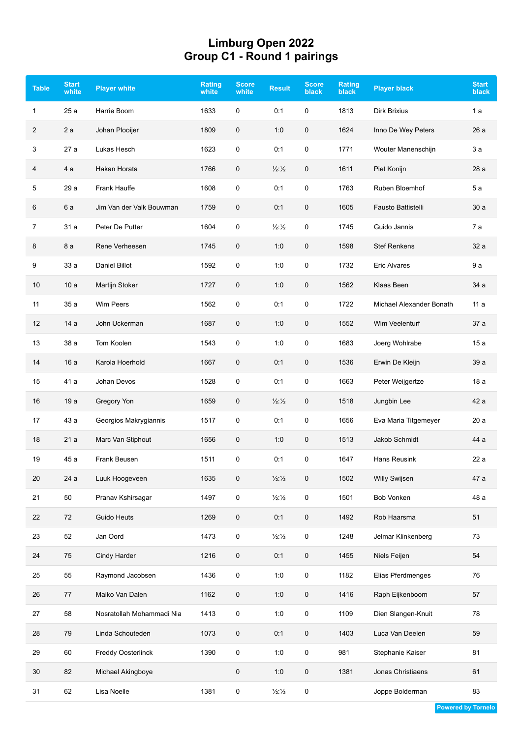# Limburg Open 2022
## Group C1 - Round 1 pairings

| Table | Start white | Player white | Rating white | Score white | Result | Score black | Rating black | Player black | Start black |
|---|---|---|---|---|---|---|---|---|---|
| 1 | 25 a | Harrie Boom | 1633 | 0 | 0:1 | 0 | 1813 | Dirk Brixius | 1 a |
| 2 | 2 a | Johan Plooijer | 1809 | 0 | 1:0 | 0 | 1624 | Inno De Wey Peters | 26 a |
| 3 | 27 a | Lukas Hesch | 1623 | 0 | 0:1 | 0 | 1771 | Wouter Manenschijn | 3 a |
| 4 | 4 a | Hakan Horata | 1766 | 0 | ½:½ | 0 | 1611 | Piet Konijn | 28 a |
| 5 | 29 a | Frank Hauffe | 1608 | 0 | 0:1 | 0 | 1763 | Ruben Bloemhof | 5 a |
| 6 | 6 a | Jim Van der Valk Bouwman | 1759 | 0 | 0:1 | 0 | 1605 | Fausto Battistelli | 30 a |
| 7 | 31 a | Peter De Putter | 1604 | 0 | ½:½ | 0 | 1745 | Guido Jannis | 7 a |
| 8 | 8 a | Rene Verheesen | 1745 | 0 | 1:0 | 0 | 1598 | Stef Renkens | 32 a |
| 9 | 33 a | Daniel Billot | 1592 | 0 | 1:0 | 0 | 1732 | Eric Alvares | 9 a |
| 10 | 10 a | Martijn Stoker | 1727 | 0 | 1:0 | 0 | 1562 | Klaas Been | 34 a |
| 11 | 35 a | Wim Peers | 1562 | 0 | 0:1 | 0 | 1722 | Michael Alexander Bonath | 11 a |
| 12 | 14 a | John Uckerman | 1687 | 0 | 1:0 | 0 | 1552 | Wim Veelenturf | 37 a |
| 13 | 38 a | Tom Koolen | 1543 | 0 | 1:0 | 0 | 1683 | Joerg Wohlrabe | 15 a |
| 14 | 16 a | Karola Hoerhold | 1667 | 0 | 0:1 | 0 | 1536 | Erwin De Kleijn | 39 a |
| 15 | 41 a | Johan Devos | 1528 | 0 | 0:1 | 0 | 1663 | Peter Weijgertze | 18 a |
| 16 | 19 a | Gregory Yon | 1659 | 0 | ½:½ | 0 | 1518 | Jungbin Lee | 42 a |
| 17 | 43 a | Georgios Makrygiannis | 1517 | 0 | 0:1 | 0 | 1656 | Eva Maria Titgemeyer | 20 a |
| 18 | 21 a | Marc Van Stiphout | 1656 | 0 | 1:0 | 0 | 1513 | Jakob Schmidt | 44 a |
| 19 | 45 a | Frank Beusen | 1511 | 0 | 0:1 | 0 | 1647 | Hans Reusink | 22 a |
| 20 | 24 a | Luuk Hoogeveen | 1635 | 0 | ½:½ | 0 | 1502 | Willy Swijsen | 47 a |
| 21 | 50 | Pranav Kshirsagar | 1497 | 0 | ½:½ | 0 | 1501 | Bob Vonken | 48 a |
| 22 | 72 | Guido Heuts | 1269 | 0 | 0:1 | 0 | 1492 | Rob Haarsma | 51 |
| 23 | 52 | Jan Oord | 1473 | 0 | ½:½ | 0 | 1248 | Jelmar Klinkenberg | 73 |
| 24 | 75 | Cindy Harder | 1216 | 0 | 0:1 | 0 | 1455 | Niels Feijen | 54 |
| 25 | 55 | Raymond Jacobsen | 1436 | 0 | 1:0 | 0 | 1182 | Elias Pferdmenges | 76 |
| 26 | 77 | Maiko Van Dalen | 1162 | 0 | 1:0 | 0 | 1416 | Raph Eijkenboom | 57 |
| 27 | 58 | Nosratollah Mohammadi Nia | 1413 | 0 | 1:0 | 0 | 1109 | Dien Slangen-Knuit | 78 |
| 28 | 79 | Linda Schouteden | 1073 | 0 | 0:1 | 0 | 1403 | Luca Van Deelen | 59 |
| 29 | 60 | Freddy Oosterlinck | 1390 | 0 | 1:0 | 0 | 981 | Stephanie Kaiser | 81 |
| 30 | 82 | Michael Akingboye | | 0 | 1:0 | 0 | 1381 | Jonas Christiaens | 61 |
| 31 | 62 | Lisa Noelle | 1381 | 0 | ½:½ | 0 | | Joppe Bolderman | 83 |

Powered by Tornelo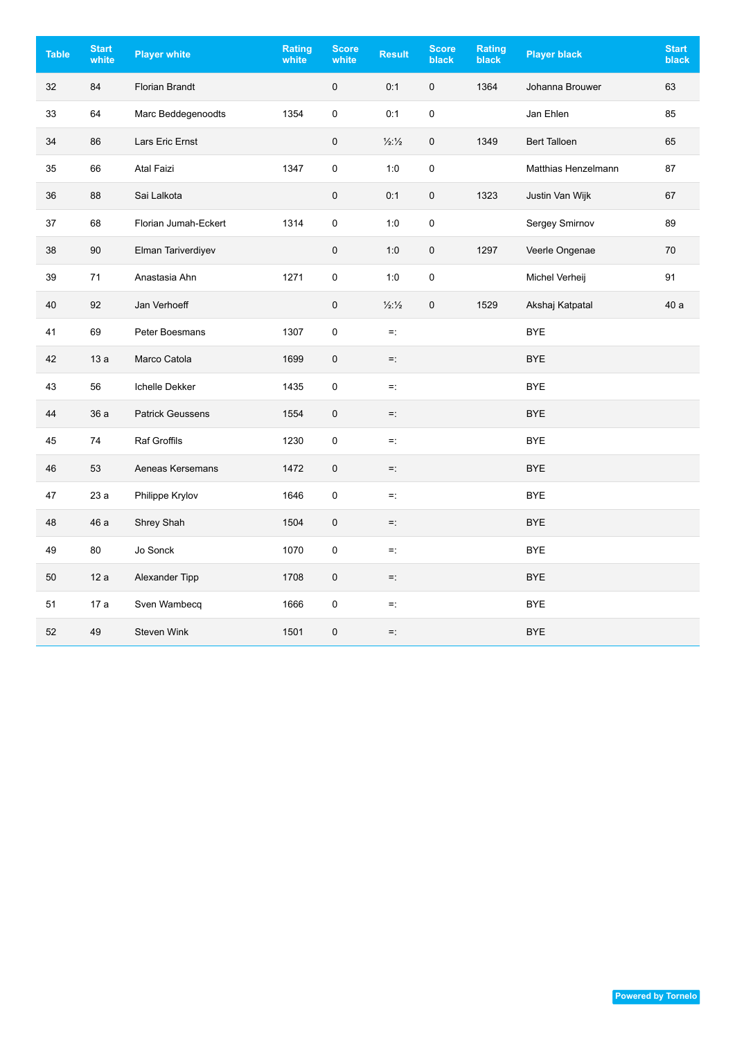| Table | Start white | Player white | Rating white | Score white | Result | Score black | Rating black | Player black | Start black |
|---|---|---|---|---|---|---|---|---|---|
| 32 | 84 | Florian Brandt | | 0 | 0:1 | 0 | 1364 | Johanna Brouwer | 63 |
| 33 | 64 | Marc Beddegenoodts | 1354 | 0 | 0:1 | 0 | | Jan Ehlen | 85 |
| 34 | 86 | Lars Eric Ernst | | 0 | ½:½ | 0 | 1349 | Bert Talloen | 65 |
| 35 | 66 | Atal Faizi | 1347 | 0 | 1:0 | 0 | | Matthias Henzelmann | 87 |
| 36 | 88 | Sai Lalkota | | 0 | 0:1 | 0 | 1323 | Justin Van Wijk | 67 |
| 37 | 68 | Florian Jumah-Eckert | 1314 | 0 | 1:0 | 0 | | Sergey Smirnov | 89 |
| 38 | 90 | Elman Tariverdiyev | | 0 | 1:0 | 0 | 1297 | Veerle Ongenae | 70 |
| 39 | 71 | Anastasia Ahn | 1271 | 0 | 1:0 | 0 | | Michel Verheij | 91 |
| 40 | 92 | Jan Verhoeff | | 0 | ½:½ | 0 | 1529 | Akshaj Katpatal | 40 a |
| 41 | 69 | Peter Boesmans | 1307 | 0 | =: | | | BYE | |
| 42 | 13 a | Marco Catola | 1699 | 0 | =: | | | BYE | |
| 43 | 56 | Ichelle Dekker | 1435 | 0 | =: | | | BYE | |
| 44 | 36 a | Patrick Geussens | 1554 | 0 | =: | | | BYE | |
| 45 | 74 | Raf Groffils | 1230 | 0 | =: | | | BYE | |
| 46 | 53 | Aeneas Kersemans | 1472 | 0 | =: | | | BYE | |
| 47 | 23 a | Philippe Krylov | 1646 | 0 | =: | | | BYE | |
| 48 | 46 a | Shrey Shah | 1504 | 0 | =: | | | BYE | |
| 49 | 80 | Jo Sonck | 1070 | 0 | =: | | | BYE | |
| 50 | 12 a | Alexander Tipp | 1708 | 0 | =: | | | BYE | |
| 51 | 17 a | Sven Wambecq | 1666 | 0 | =: | | | BYE | |
| 52 | 49 | Steven Wink | 1501 | 0 | =: | | | BYE | |

Powered by Tornelo